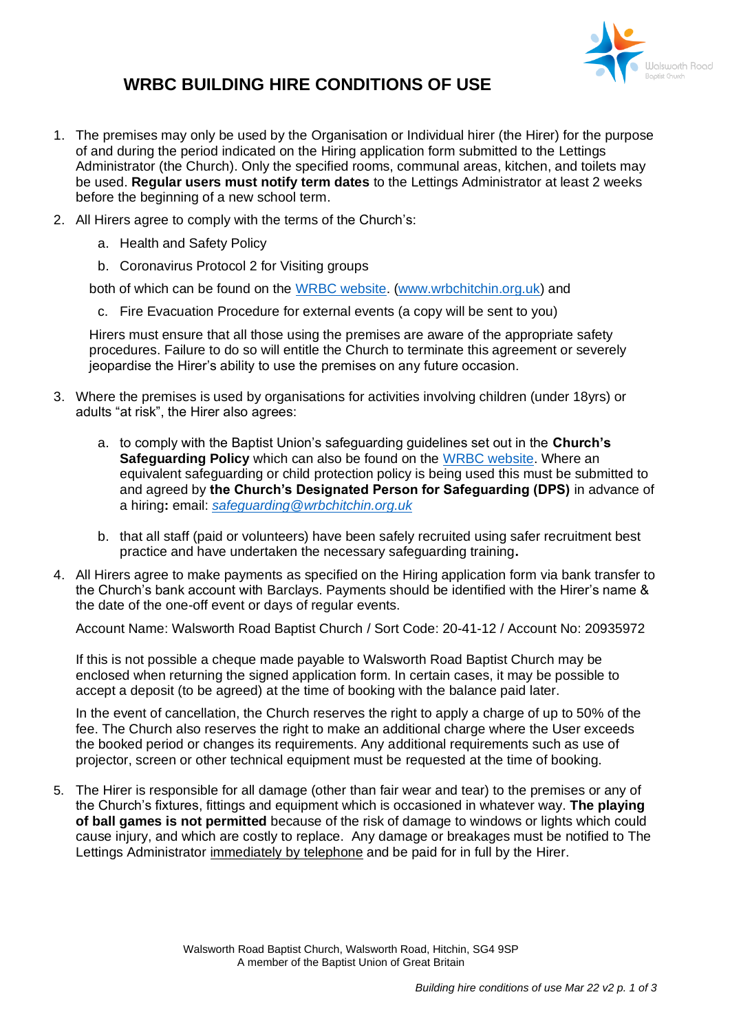# WRBC BUILDING HIRE CONDITIONS OF USE

1. The premises may only be used by the Organisation or Individual hirer (the Hirer) for the purpose of and during the period indicated on the Hiring application form submitted to the Lettings Administrator (the Church). Only the specified rooms, communal areas, kitchen, and toilets may be used. **Regular users must notify term dates** to the Lettings Administrator at least 2 weeks before the beginning of a new school term.

2. All Hirers agree to comply with the terms of the Church's:

   a. Health and Safety Policy

   b. Coronavirus Protocol 2 for Visiting groups

   both of which can be found on the WRBC website. (www.wrbchitchin.org.uk) and

   c. Fire Evacuation Procedure for external events (a copy will be sent to you)

   Hirers must ensure that all those using the premises are aware of the appropriate safety procedures. Failure to do so will entitle the Church to terminate this agreement or severely jeopardise the Hirer's ability to use the premises on any future occasion.

3. Where the premises is used by organisations for activities involving children (under 18yrs) or adults "at risk", the Hirer also agrees:

   a. to comply with the Baptist Union's safeguarding guidelines set out in the **Church's Safeguarding Policy** which can also be found on the WRBC website. Where an equivalent safeguarding or child protection policy is being used this must be submitted to and agreed by **the Church's Designated Person for Safeguarding (DPS)** in advance of a hiring**:** email: *safeguarding@wrbchitchin.org.uk*

   b. that all staff (paid or volunteers) have been safely recruited using safer recruitment best practice and have undertaken the necessary safeguarding training**.**

4. All Hirers agree to make payments as specified on the Hiring application form via bank transfer to the Church's bank account with Barclays. Payments should be identified with the Hirer's name & the date of the one-off event or days of regular events.

   Account Name: Walsworth Road Baptist Church / Sort Code: 20-41-12 / Account No: 20935972

   If this is not possible a cheque made payable to Walsworth Road Baptist Church may be enclosed when returning the signed application form. In certain cases, it may be possible to accept a deposit (to be agreed) at the time of booking with the balance paid later.

   In the event of cancellation, the Church reserves the right to apply a charge of up to 50% of the fee. The Church also reserves the right to make an additional charge where the User exceeds the booked period or changes its requirements. Any additional requirements such as use of projector, screen or other technical equipment must be requested at the time of booking.

5. The Hirer is responsible for all damage (other than fair wear and tear) to the premises or any of the Church's fixtures, fittings and equipment which is occasioned in whatever way. **The playing of ball games is not permitted** because of the risk of damage to windows or lights which could cause injury, and which are costly to replace. Any damage or breakages must be notified to The Lettings Administrator immediately by telephone and be paid for in full by the Hirer.

Walsworth Road Baptist Church, Walsworth Road, Hitchin, SG4 9SP
A member of the Baptist Union of Great Britain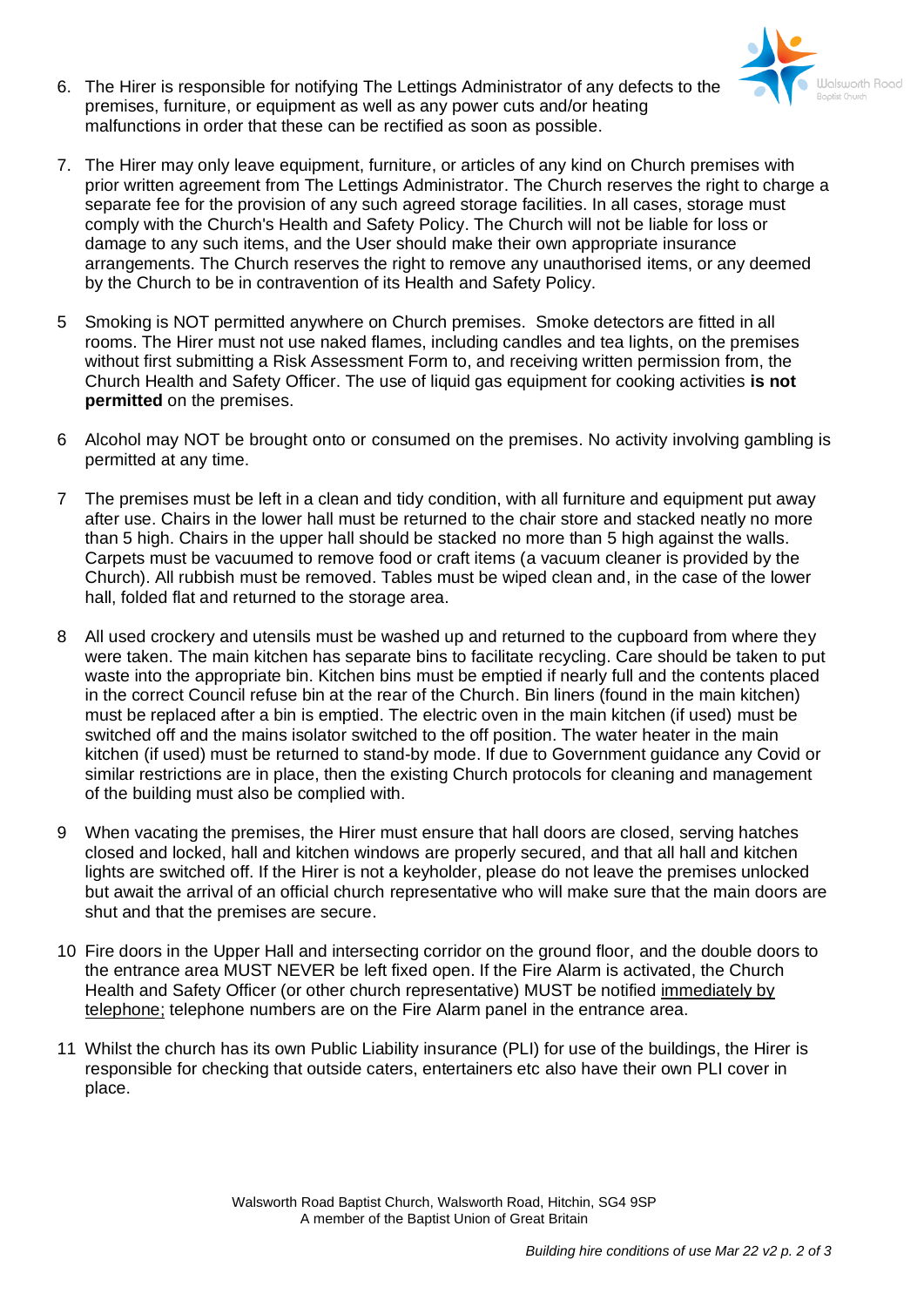6. The Hirer is responsible for notifying The Lettings Administrator of any defects to the premises, furniture, or equipment as well as any power cuts and/or heating malfunctions in order that these can be rectified as soon as possible.

7. The Hirer may only leave equipment, furniture, or articles of any kind on Church premises with prior written agreement from The Lettings Administrator. The Church reserves the right to charge a separate fee for the provision of any such agreed storage facilities. In all cases, storage must comply with the Church's Health and Safety Policy. The Church will not be liable for loss or damage to any such items, and the User should make their own appropriate insurance arrangements. The Church reserves the right to remove any unauthorised items, or any deemed by the Church to be in contravention of its Health and Safety Policy.

5 Smoking is NOT permitted anywhere on Church premises. Smoke detectors are fitted in all rooms. The Hirer must not use naked flames, including candles and tea lights, on the premises without first submitting a Risk Assessment Form to, and receiving written permission from, the Church Health and Safety Officer. The use of liquid gas equipment for cooking activities **is not permitted** on the premises.

6 Alcohol may NOT be brought onto or consumed on the premises. No activity involving gambling is permitted at any time.

7 The premises must be left in a clean and tidy condition, with all furniture and equipment put away after use. Chairs in the lower hall must be returned to the chair store and stacked neatly no more than 5 high. Chairs in the upper hall should be stacked no more than 5 high against the walls. Carpets must be vacuumed to remove food or craft items (a vacuum cleaner is provided by the Church). All rubbish must be removed. Tables must be wiped clean and, in the case of the lower hall, folded flat and returned to the storage area.

8 All used crockery and utensils must be washed up and returned to the cupboard from where they were taken. The main kitchen has separate bins to facilitate recycling. Care should be taken to put waste into the appropriate bin. Kitchen bins must be emptied if nearly full and the contents placed in the correct Council refuse bin at the rear of the Church. Bin liners (found in the main kitchen) must be replaced after a bin is emptied. The electric oven in the main kitchen (if used) must be switched off and the mains isolator switched to the off position. The water heater in the main kitchen (if used) must be returned to stand-by mode. If due to Government guidance any Covid or similar restrictions are in place, then the existing Church protocols for cleaning and management of the building must also be complied with.

9 When vacating the premises, the Hirer must ensure that hall doors are closed, serving hatches closed and locked, hall and kitchen windows are properly secured, and that all hall and kitchen lights are switched off. If the Hirer is not a keyholder, please do not leave the premises unlocked but await the arrival of an official church representative who will make sure that the main doors are shut and that the premises are secure.

10 Fire doors in the Upper Hall and intersecting corridor on the ground floor, and the double doors to the entrance area MUST NEVER be left fixed open. If the Fire Alarm is activated, the Church Health and Safety Officer (or other church representative) MUST be notified immediately by telephone; telephone numbers are on the Fire Alarm panel in the entrance area.

11 Whilst the church has its own Public Liability insurance (PLI) for use of the buildings, the Hirer is responsible for checking that outside caters, entertainers etc also have their own PLI cover in place.

Walsworth Road Baptist Church, Walsworth Road, Hitchin, SG4 9SP
A member of the Baptist Union of Great Britain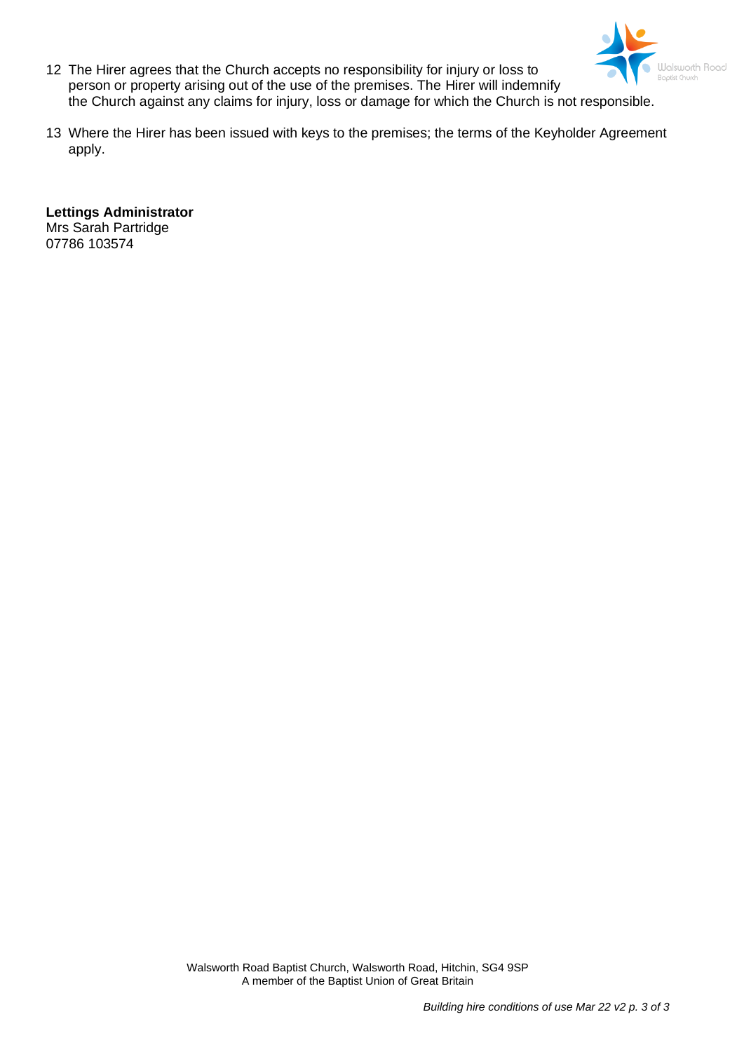12 The Hirer agrees that the Church accepts no responsibility for injury or loss to person or property arising out of the use of the premises. The Hirer will indemnify the Church against any claims for injury, loss or damage for which the Church is not responsible.

13 Where the Hirer has been issued with keys to the premises; the terms of the Keyholder Agreement apply.

**Lettings Administrator**
Mrs Sarah Partridge
07786 103574

Walsworth Road Baptist Church, Walsworth Road, Hitchin, SG4 9SP
A member of the Baptist Union of Great Britain